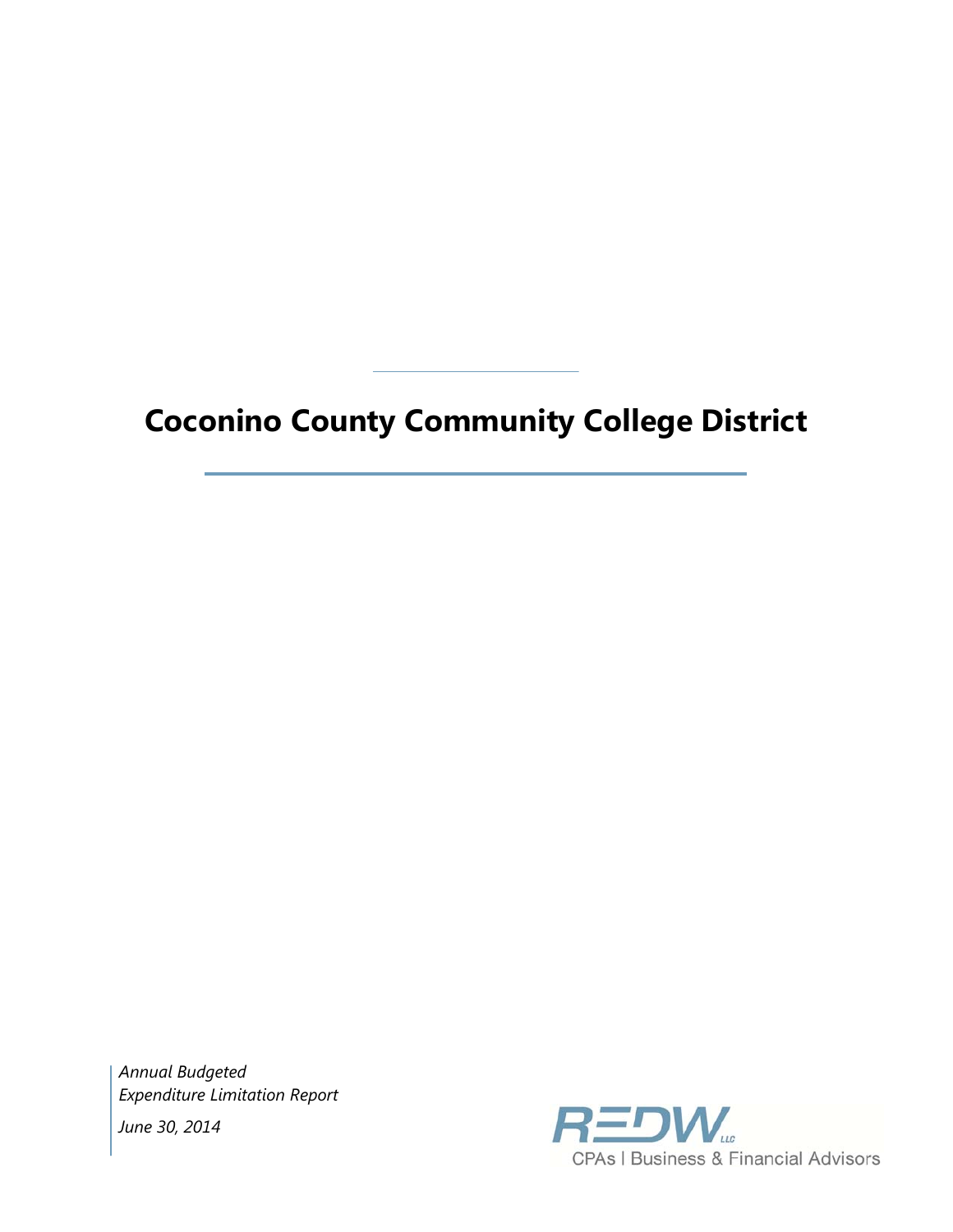# Coconino County Community College District

*Annual Budgeted*
*Expenditure Limitation Report*

*June 30, 2014*

REDW LLC
CPAs | Business & Financial Advisors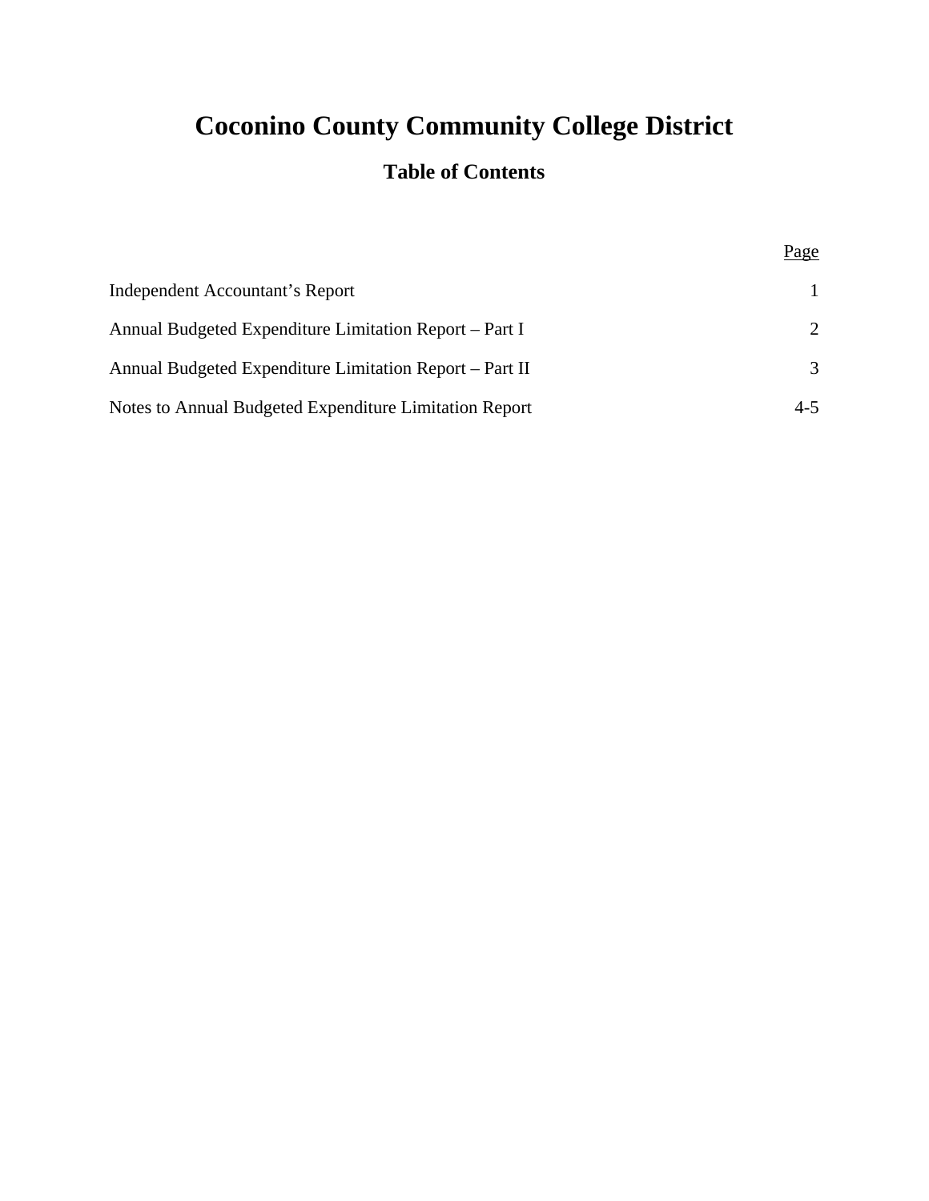# Coconino County Community College District

## Table of Contents

| | Page |
|---|---|
| Independent Accountant's Report | 1 |
| Annual Budgeted Expenditure Limitation Report – Part I | 2 |
| Annual Budgeted Expenditure Limitation Report – Part II | 3 |
| Notes to Annual Budgeted Expenditure Limitation Report | 4-5 |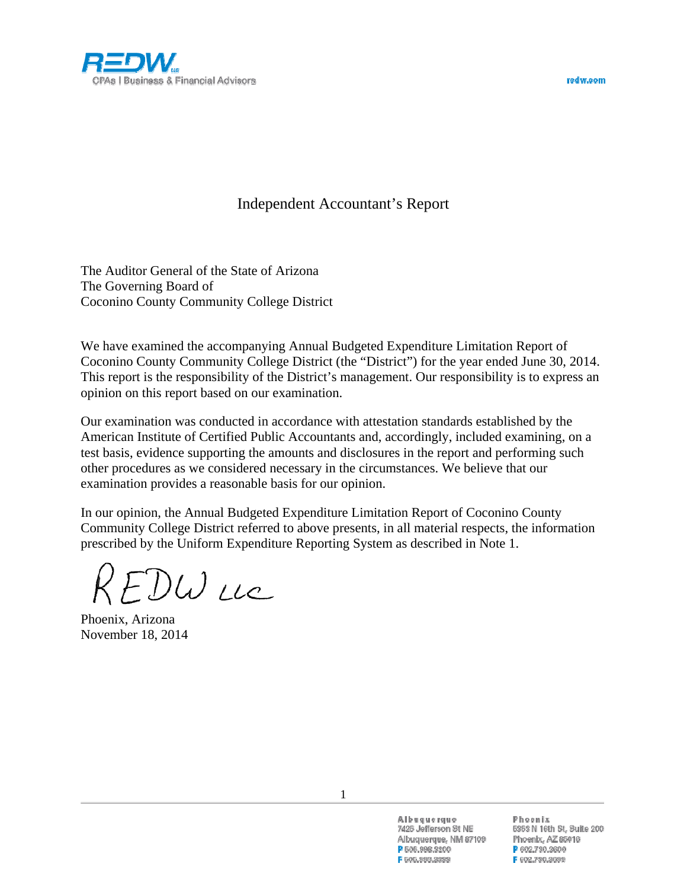REDW LLC
CPAs | Business & Financial Advisors

redw.com

# Independent Accountant's Report

The Auditor General of the State of Arizona
The Governing Board of
Coconino County Community College District

We have examined the accompanying Annual Budgeted Expenditure Limitation Report of Coconino County Community College District (the "District") for the year ended June 30, 2014. This report is the responsibility of the District's management. Our responsibility is to express an opinion on this report based on our examination.

Our examination was conducted in accordance with attestation standards established by the American Institute of Certified Public Accountants and, accordingly, included examining, on a test basis, evidence supporting the amounts and disclosures in the report and performing such other procedures as we considered necessary in the circumstances. We believe that our examination provides a reasonable basis for our opinion.

In our opinion, the Annual Budgeted Expenditure Limitation Report of Coconino County Community College District referred to above presents, in all material respects, the information prescribed by the Uniform Expenditure Reporting System as described in Note 1.

REDW LLC

Phoenix, Arizona
November 18, 2014

**Albuquerque**
7425 Jefferson St NE
Albuquerque, NM 87109
P 505.998.3200
F 505.998.3333

**Phoenix**
5353 N 16th St, Suite 200
Phoenix, AZ 85016
P 602.730.3600
F 602.730.3699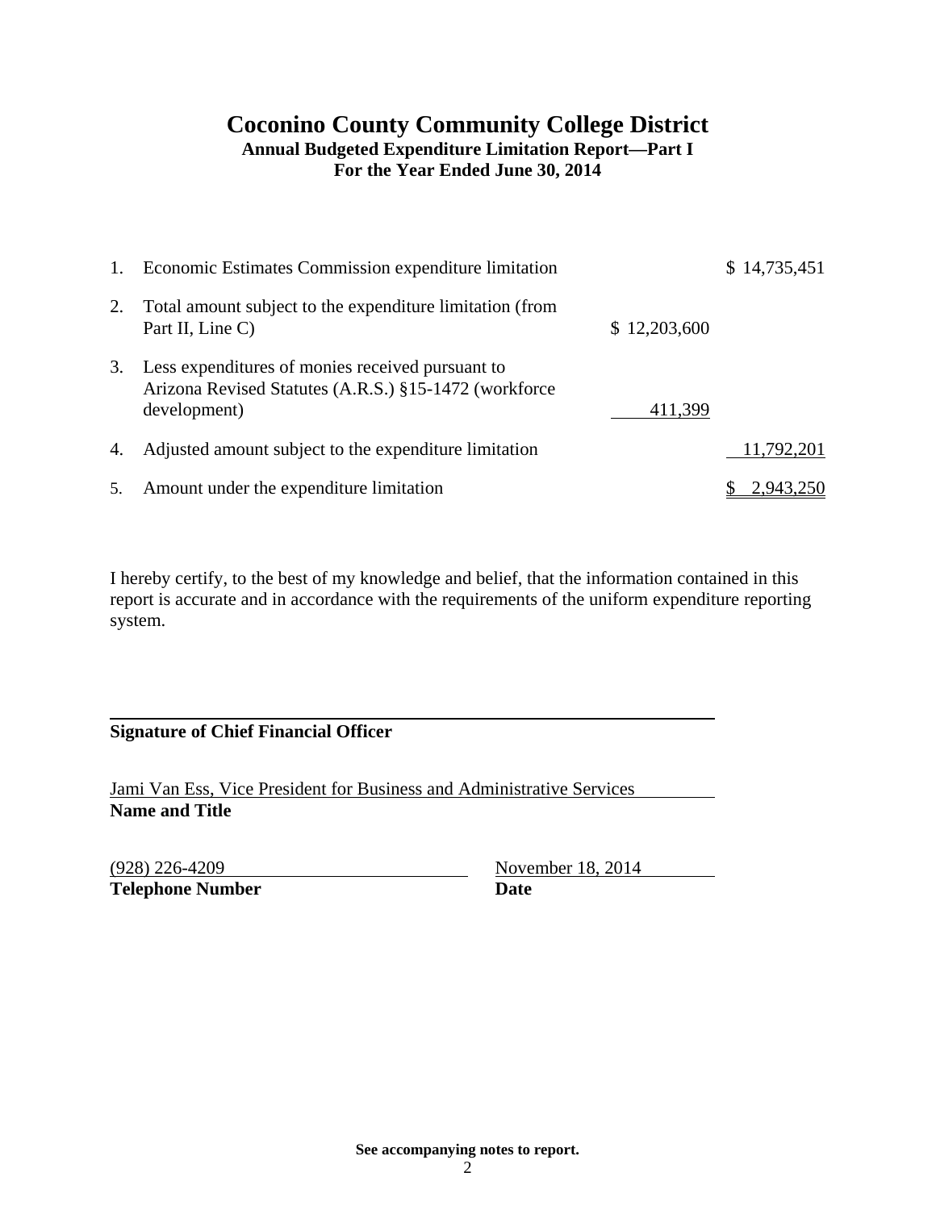# Coconino County Community College District

**Annual Budgeted Expenditure Limitation Report—Part I**
**For the Year Ended June 30, 2014**

| | | | |
|---|---|---|---|
| 1. | Economic Estimates Commission expenditure limitation | | $ 14,735,451 |
| 2. | Total amount subject to the expenditure limitation (from Part II, Line C) | $ 12,203,600 | |
| 3. | Less expenditures of monies received pursuant to Arizona Revised Statutes (A.R.S.) §15-1472 (workforce development) | 411,399 | |
| 4. | Adjusted amount subject to the expenditure limitation | | 11,792,201 |
| 5. | Amount under the expenditure limitation | | $ 2,943,250 |

I hereby certify, to the best of my knowledge and belief, that the information contained in this report is accurate and in accordance with the requirements of the uniform expenditure reporting system.

**Signature of Chief Financial Officer**

Jami Van Ess, Vice President for Business and Administrative Services
**Name and Title**

(928) 226-4209
**Telephone Number**

November 18, 2014
**Date**

**See accompanying notes to report.**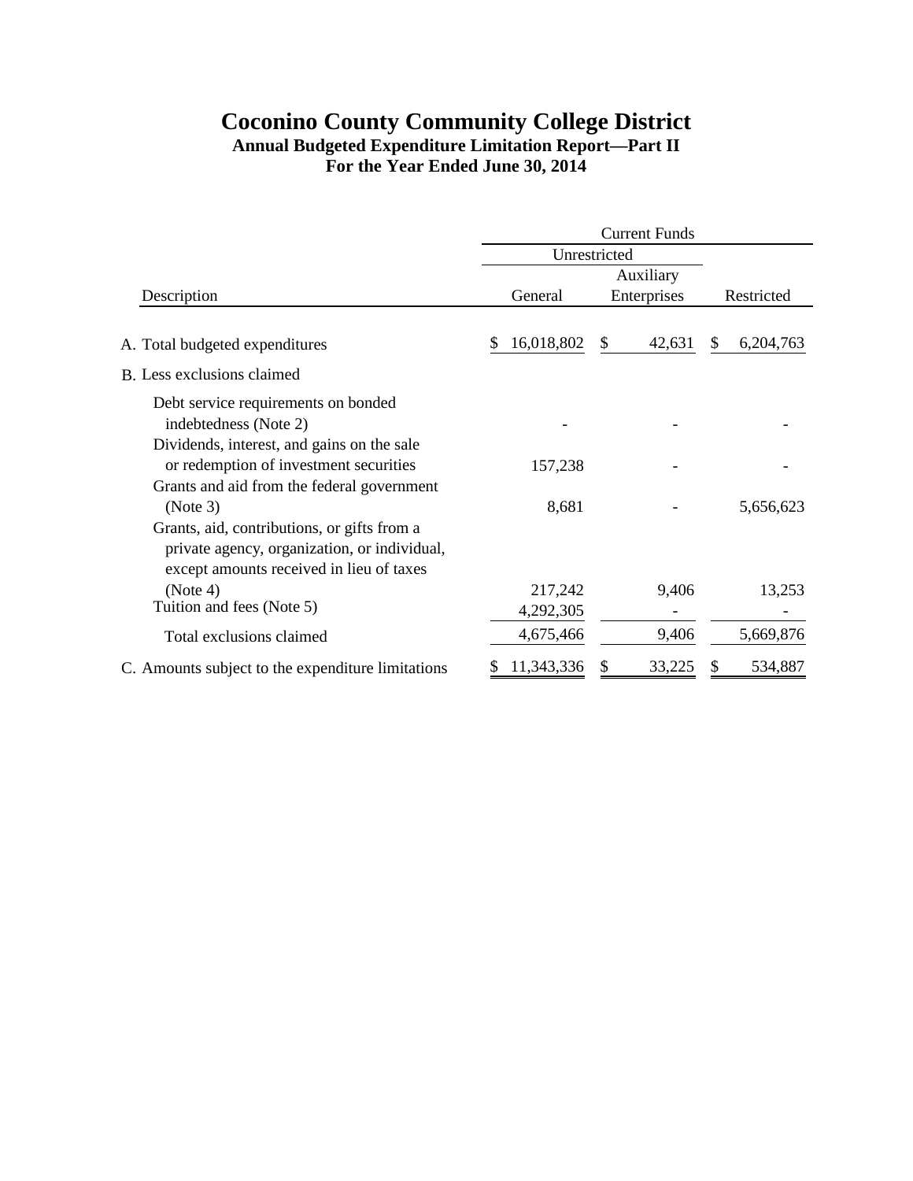# Coconino County Community College District

## Annual Budgeted Expenditure Limitation Report—Part II

### For the Year Ended June 30, 2014

| | Current Funds | | |
|---|---|---|---|
| | Unrestricted | | |
| Description | General | Auxiliary Enterprises | Restricted |
| A. Total budgeted expenditures | $ 16,018,802 | $ 42,631 | $ 6,204,763 |
| B. Less exclusions claimed | | | |
| Debt service requirements on bonded indebtedness (Note 2) | - | - | - |
| Dividends, interest, and gains on the sale or redemption of investment securities | 157,238 | - | - |
| Grants and aid from the federal government (Note 3) | 8,681 | - | 5,656,623 |
| Grants, aid, contributions, or gifts from a private agency, organization, or individual, except amounts received in lieu of taxes (Note 4) | 217,242 | 9,406 | 13,253 |
| Tuition and fees (Note 5) | 4,292,305 | - | - |
| Total exclusions claimed | 4,675,466 | 9,406 | 5,669,876 |
| C. Amounts subject to the expenditure limitations | $ 11,343,336 | $ 33,225 | $ 534,887 |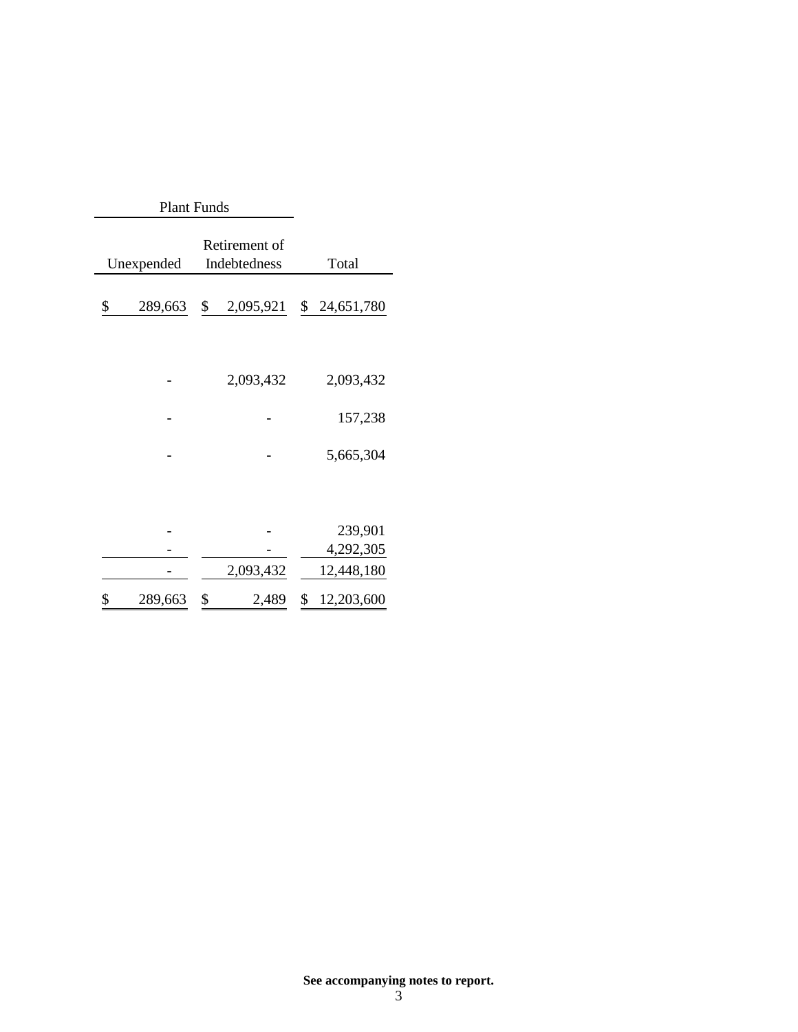| Plant Funds | | |
|---|---|---|
| Unexpended | Retirement of Indebtedness | Total |
| $ 289,663 | $ 2,095,921 | $ 24,651,780 |
| - | 2,093,432 | 2,093,432 |
| - | - | 157,238 |
| - | - | 5,665,304 |
| - | - | 239,901 |
| - | - | 4,292,305 |
| - | 2,093,432 | 12,448,180 |
| $ 289,663 | $ 2,489 | $ 12,203,600 |

**See accompanying notes to report.**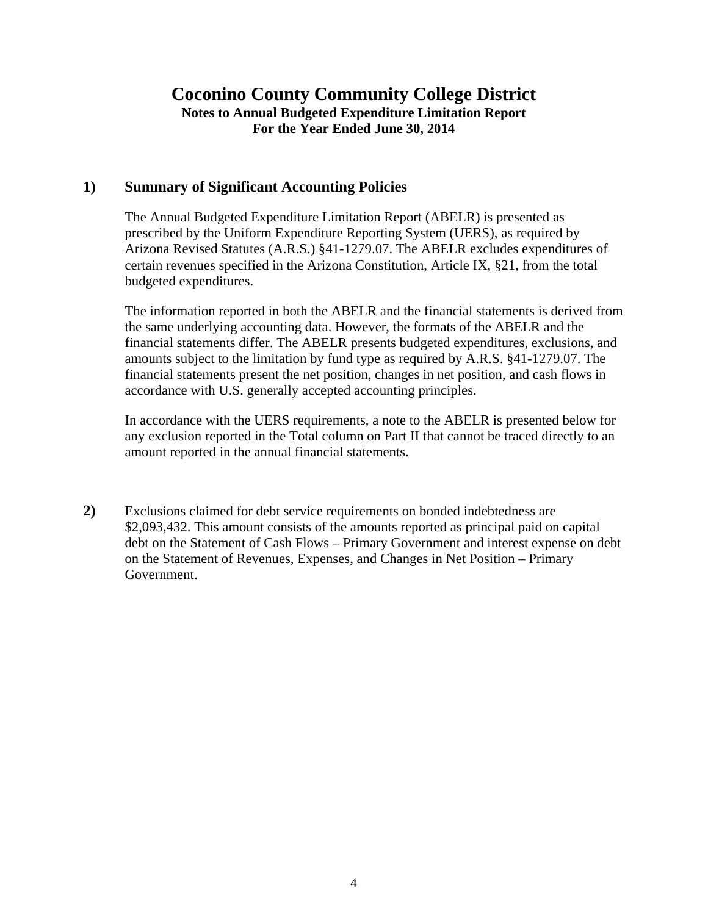# Coconino County Community College District

**Notes to Annual Budgeted Expenditure Limitation Report**
**For the Year Ended June 30, 2014**

## 1) Summary of Significant Accounting Policies

The Annual Budgeted Expenditure Limitation Report (ABELR) is presented as prescribed by the Uniform Expenditure Reporting System (UERS), as required by Arizona Revised Statutes (A.R.S.) §41-1279.07. The ABELR excludes expenditures of certain revenues specified in the Arizona Constitution, Article IX, §21, from the total budgeted expenditures.

The information reported in both the ABELR and the financial statements is derived from the same underlying accounting data. However, the formats of the ABELR and the financial statements differ. The ABELR presents budgeted expenditures, exclusions, and amounts subject to the limitation by fund type as required by A.R.S. §41-1279.07. The financial statements present the net position, changes in net position, and cash flows in accordance with U.S. generally accepted accounting principles.

In accordance with the UERS requirements, a note to the ABELR is presented below for any exclusion reported in the Total column on Part II that cannot be traced directly to an amount reported in the annual financial statements.

**2)** Exclusions claimed for debt service requirements on bonded indebtedness are $2,093,432. This amount consists of the amounts reported as principal paid on capital debt on the Statement of Cash Flows – Primary Government and interest expense on debt on the Statement of Revenues, Expenses, and Changes in Net Position – Primary Government.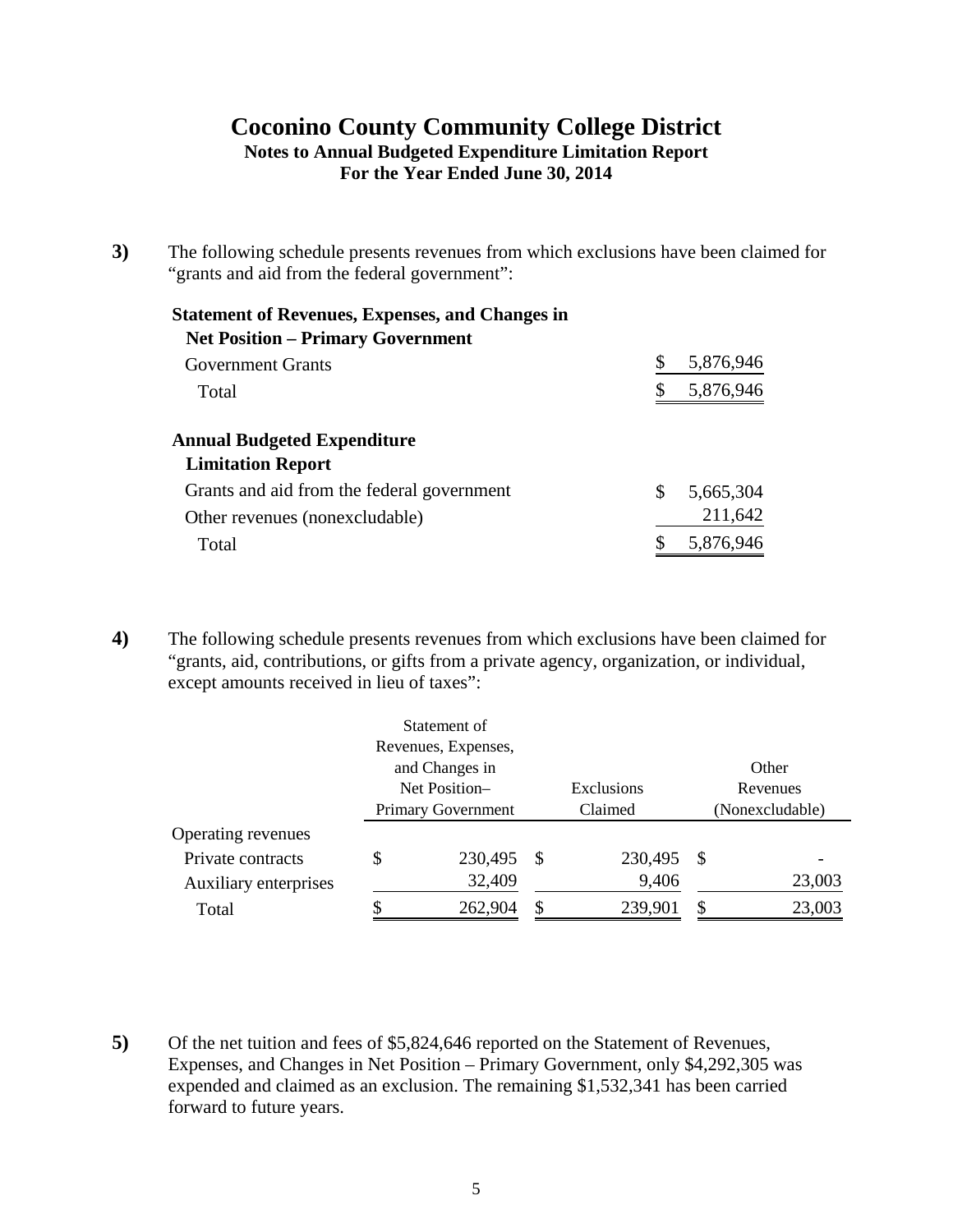# Coconino County Community College District

**Notes to Annual Budgeted Expenditure Limitation Report**
**For the Year Ended June 30, 2014**

**3)** The following schedule presents revenues from which exclusions have been claimed for "grants and aid from the federal government":

| | |
|---|---|
| **Statement of Revenues, Expenses, and Changes in Net Position – Primary Government** | |
| Government Grants | $ 5,876,946 |
| Total | $ 5,876,946 |
| | |
| **Annual Budgeted Expenditure Limitation Report** | |
| Grants and aid from the federal government | $ 5,665,304 |
| Other revenues (nonexcludable) | 211,642 |
| Total | $ 5,876,946 |

**4)** The following schedule presents revenues from which exclusions have been claimed for "grants, aid, contributions, or gifts from a private agency, organization, or individual, except amounts received in lieu of taxes":

| | Statement of Revenues, Expenses, and Changes in Net Position– Primary Government | Exclusions Claimed | Other Revenues (Nonexcludable) |
|---|---|---|---|
| Operating revenues | | | |
| Private contracts | $ 230,495 | $ 230,495 | $ - |
| Auxiliary enterprises | 32,409 | 9,406 | 23,003 |
| Total | $ 262,904 | $ 239,901 | $ 23,003 |

**5)** Of the net tuition and fees of $5,824,646 reported on the Statement of Revenues, Expenses, and Changes in Net Position – Primary Government, only $4,292,305 was expended and claimed as an exclusion. The remaining $1,532,341 has been carried forward to future years.